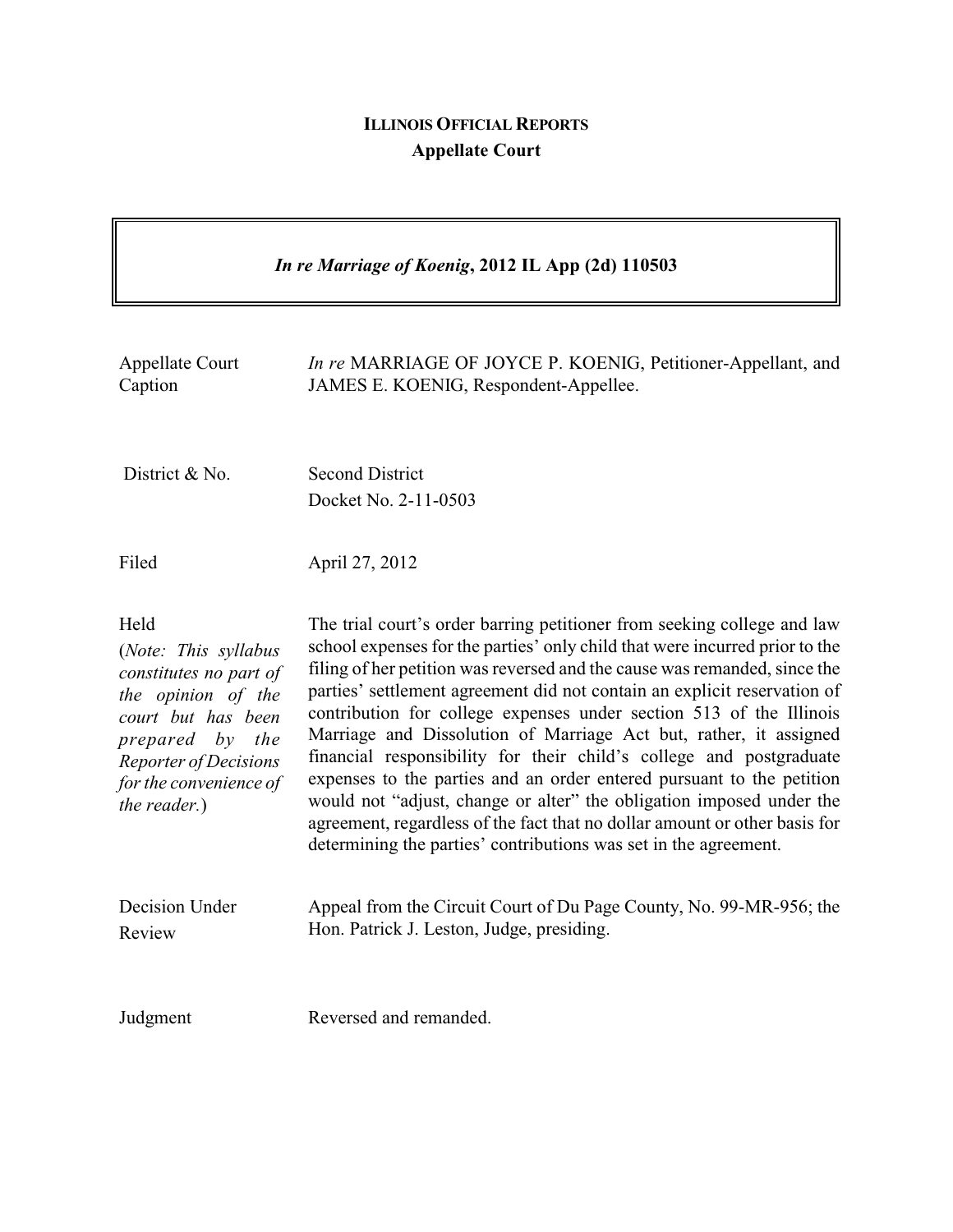**ILLINOIS OFFICIAL REPORTS**

**Appellate Court**

***In re Marriage of Koenig*, 2012 IL App (2d) 110503**

| | |
|---|---|
| Appellate Court Caption | *In re* MARRIAGE OF JOYCE P. KOENIG, Petitioner-Appellant, and JAMES E. KOENIG, Respondent-Appellee. |
| District & No. | Second District<br>Docket No. 2-11-0503 |
| Filed | April 27, 2012 |
| Held<br>(*Note: This syllabus constitutes no part of the opinion of the court but has been prepared by the Reporter of Decisions for the convenience of the reader.*) | The trial court's order barring petitioner from seeking college and law school expenses for the parties' only child that were incurred prior to the filing of her petition was reversed and the cause was remanded, since the parties' settlement agreement did not contain an explicit reservation of contribution for college expenses under section 513 of the Illinois Marriage and Dissolution of Marriage Act but, rather, it assigned financial responsibility for their child's college and postgraduate expenses to the parties and an order entered pursuant to the petition would not "adjust, change or alter" the obligation imposed under the agreement, regardless of the fact that no dollar amount or other basis for determining the parties' contributions was set in the agreement. |
| Decision Under Review | Appeal from the Circuit Court of Du Page County, No. 99-MR-956; the Hon. Patrick J. Leston, Judge, presiding. |
| Judgment | Reversed and remanded. |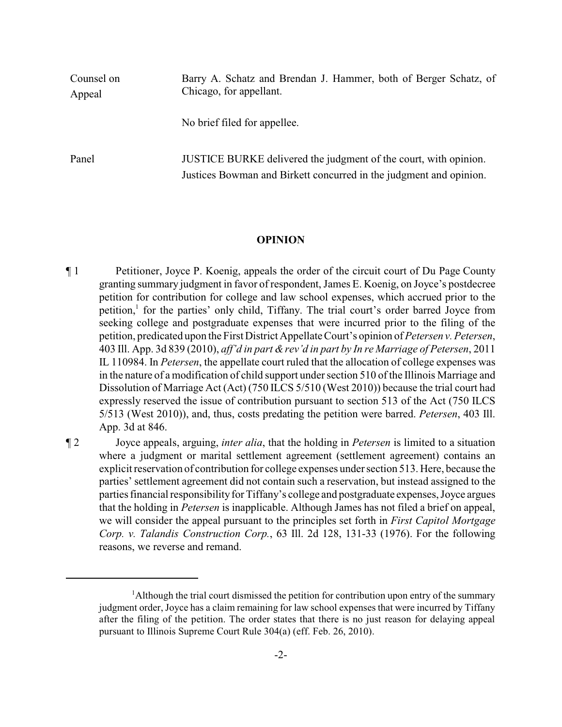| | |
|---|---|
| Counsel on Appeal | Barry A. Schatz and Brendan J. Hammer, both of Berger Schatz, of Chicago, for appellant.<br><br>No brief filed for appellee. |
| Panel | JUSTICE BURKE delivered the judgment of the court, with opinion.<br>Justices Bowman and Birkett concurred in the judgment and opinion. |

## OPINION

¶ 1 Petitioner, Joyce P. Koenig, appeals the order of the circuit court of Du Page County granting summary judgment in favor of respondent, James E. Koenig, on Joyce's postdecree petition for contribution for college and law school expenses, which accrued prior to the petition,[1] for the parties' only child, Tiffany. The trial court's order barred Joyce from seeking college and postgraduate expenses that were incurred prior to the filing of the petition, predicated upon the First District Appellate Court's opinion of *Petersen v. Petersen*, 403 Ill. App. 3d 839 (2010), *aff'd in part & rev'd in part by In re Marriage of Petersen*, 2011 IL 110984. In *Petersen*, the appellate court ruled that the allocation of college expenses was in the nature of a modification of child support under section 510 of the Illinois Marriage and Dissolution of Marriage Act (Act) (750 ILCS 5/510 (West 2010)) because the trial court had expressly reserved the issue of contribution pursuant to section 513 of the Act (750 ILCS 5/513 (West 2010)), and, thus, costs predating the petition were barred. *Petersen*, 403 Ill. App. 3d at 846.

¶ 2 Joyce appeals, arguing, *inter alia*, that the holding in *Petersen* is limited to a situation where a judgment or marital settlement agreement (settlement agreement) contains an explicit reservation of contribution for college expenses under section 513. Here, because the parties' settlement agreement did not contain such a reservation, but instead assigned to the parties financial responsibility for Tiffany's college and postgraduate expenses, Joyce argues that the holding in *Petersen* is inapplicable. Although James has not filed a brief on appeal, we will consider the appeal pursuant to the principles set forth in *First Capitol Mortgage Corp. v. Talandis Construction Corp.*, 63 Ill. 2d 128, 131-33 (1976). For the following reasons, we reverse and remand.

---

[1] Although the trial court dismissed the petition for contribution upon entry of the summary judgment order, Joyce has a claim remaining for law school expenses that were incurred by Tiffany after the filing of the petition. The order states that there is no just reason for delaying appeal pursuant to Illinois Supreme Court Rule 304(a) (eff. Feb. 26, 2010).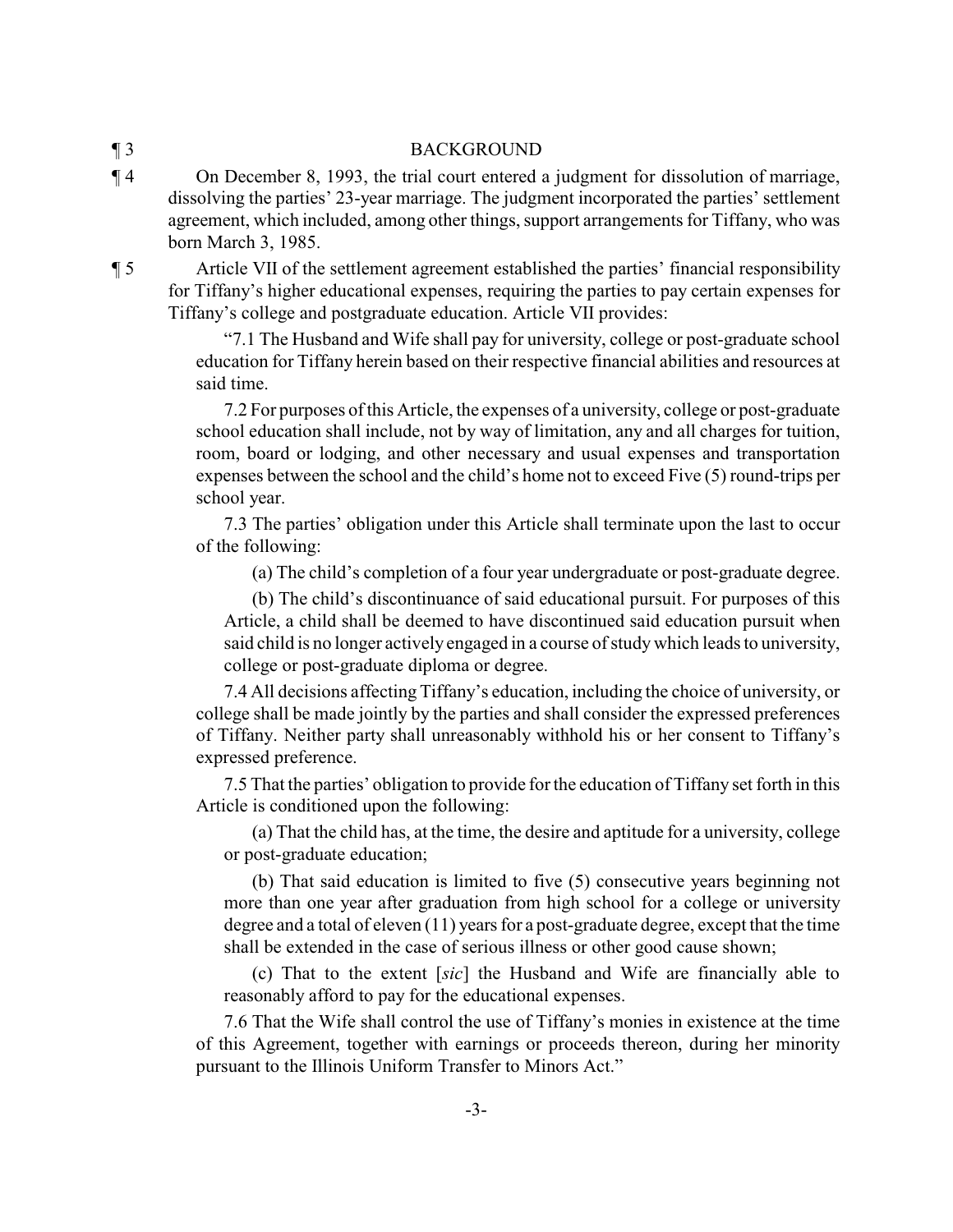¶ 3 BACKGROUND

¶ 4 On December 8, 1993, the trial court entered a judgment for dissolution of marriage, dissolving the parties' 23-year marriage. The judgment incorporated the parties' settlement agreement, which included, among other things, support arrangements for Tiffany, who was born March 3, 1985.

¶ 5 Article VII of the settlement agreement established the parties' financial responsibility for Tiffany's higher educational expenses, requiring the parties to pay certain expenses for Tiffany's college and postgraduate education. Article VII provides:

> "7.1 The Husband and Wife shall pay for university, college or post-graduate school education for Tiffany herein based on their respective financial abilities and resources at said time.
>
> 7.2 For purposes of this Article, the expenses of a university, college or post-graduate school education shall include, not by way of limitation, any and all charges for tuition, room, board or lodging, and other necessary and usual expenses and transportation expenses between the school and the child's home not to exceed Five (5) round-trips per school year.
>
> 7.3 The parties' obligation under this Article shall terminate upon the last to occur of the following:
>
> (a) The child's completion of a four year undergraduate or post-graduate degree.
>
> (b) The child's discontinuance of said educational pursuit. For purposes of this Article, a child shall be deemed to have discontinued said education pursuit when said child is no longer actively engaged in a course of study which leads to university, college or post-graduate diploma or degree.
>
> 7.4 All decisions affecting Tiffany's education, including the choice of university, or college shall be made jointly by the parties and shall consider the expressed preferences of Tiffany. Neither party shall unreasonably withhold his or her consent to Tiffany's expressed preference.
>
> 7.5 That the parties' obligation to provide for the education of Tiffany set forth in this Article is conditioned upon the following:
>
> (a) That the child has, at the time, the desire and aptitude for a university, college or post-graduate education;
>
> (b) That said education is limited to five (5) consecutive years beginning not more than one year after graduation from high school for a college or university degree and a total of eleven (11) years for a post-graduate degree, except that the time shall be extended in the case of serious illness or other good cause shown;
>
> (c) That to the extent [*sic*] the Husband and Wife are financially able to reasonably afford to pay for the educational expenses.
>
> 7.6 That the Wife shall control the use of Tiffany's monies in existence at the time of this Agreement, together with earnings or proceeds thereon, during her minority pursuant to the Illinois Uniform Transfer to Minors Act."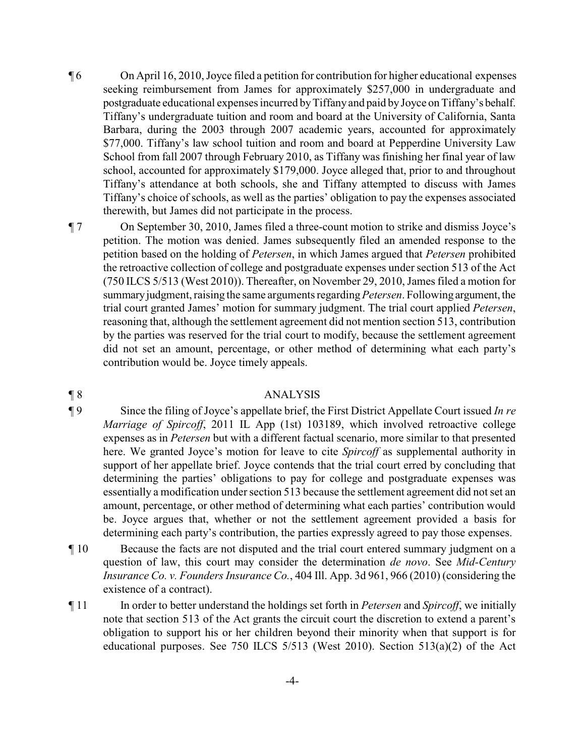¶ 6 On April 16, 2010, Joyce filed a petition for contribution for higher educational expenses seeking reimbursement from James for approximately $257,000 in undergraduate and postgraduate educational expenses incurred by Tiffany and paid by Joyce on Tiffany's behalf. Tiffany's undergraduate tuition and room and board at the University of California, Santa Barbara, during the 2003 through 2007 academic years, accounted for approximately $77,000. Tiffany's law school tuition and room and board at Pepperdine University Law School from fall 2007 through February 2010, as Tiffany was finishing her final year of law school, accounted for approximately $179,000. Joyce alleged that, prior to and throughout Tiffany's attendance at both schools, she and Tiffany attempted to discuss with James Tiffany's choice of schools, as well as the parties' obligation to pay the expenses associated therewith, but James did not participate in the process.

¶ 7 On September 30, 2010, James filed a three-count motion to strike and dismiss Joyce's petition. The motion was denied. James subsequently filed an amended response to the petition based on the holding of *Petersen*, in which James argued that *Petersen* prohibited the retroactive collection of college and postgraduate expenses under section 513 of the Act (750 ILCS 5/513 (West 2010)). Thereafter, on November 29, 2010, James filed a motion for summary judgment, raising the same arguments regarding *Petersen*. Following argument, the trial court granted James' motion for summary judgment. The trial court applied *Petersen*, reasoning that, although the settlement agreement did not mention section 513, contribution by the parties was reserved for the trial court to modify, because the settlement agreement did not set an amount, percentage, or other method of determining what each party's contribution would be. Joyce timely appeals.

## ¶ 8 ANALYSIS

¶ 9 Since the filing of Joyce's appellate brief, the First District Appellate Court issued *In re Marriage of Spircoff*, 2011 IL App (1st) 103189, which involved retroactive college expenses as in *Petersen* but with a different factual scenario, more similar to that presented here. We granted Joyce's motion for leave to cite *Spircoff* as supplemental authority in support of her appellate brief. Joyce contends that the trial court erred by concluding that determining the parties' obligations to pay for college and postgraduate expenses was essentially a modification under section 513 because the settlement agreement did not set an amount, percentage, or other method of determining what each parties' contribution would be. Joyce argues that, whether or not the settlement agreement provided a basis for determining each party's contribution, the parties expressly agreed to pay those expenses.

¶ 10 Because the facts are not disputed and the trial court entered summary judgment on a question of law, this court may consider the determination *de novo*. See *Mid-Century Insurance Co. v. Founders Insurance Co.*, 404 Ill. App. 3d 961, 966 (2010) (considering the existence of a contract).

¶ 11 In order to better understand the holdings set forth in *Petersen* and *Spircoff*, we initially note that section 513 of the Act grants the circuit court the discretion to extend a parent's obligation to support his or her children beyond their minority when that support is for educational purposes. See 750 ILCS 5/513 (West 2010). Section 513(a)(2) of the Act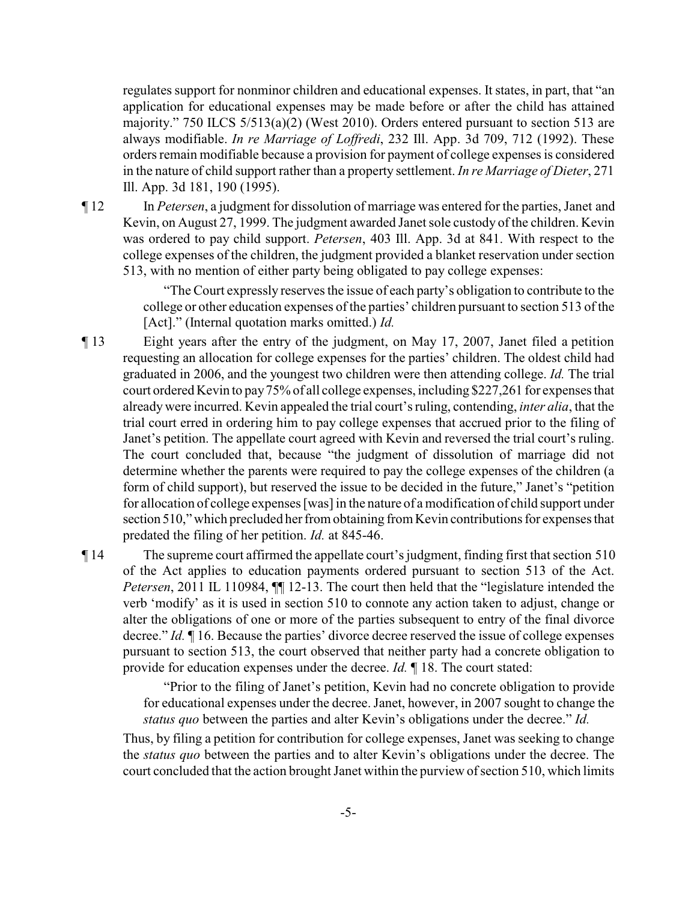regulates support for nonminor children and educational expenses. It states, in part, that "an application for educational expenses may be made before or after the child has attained majority." 750 ILCS 5/513(a)(2) (West 2010). Orders entered pursuant to section 513 are always modifiable. *In re Marriage of Loffredi*, 232 Ill. App. 3d 709, 712 (1992). These orders remain modifiable because a provision for payment of college expenses is considered in the nature of child support rather than a property settlement. *In re Marriage of Dieter*, 271 Ill. App. 3d 181, 190 (1995).

¶ 12 In *Petersen*, a judgment for dissolution of marriage was entered for the parties, Janet and Kevin, on August 27, 1999. The judgment awarded Janet sole custody of the children. Kevin was ordered to pay child support. *Petersen*, 403 Ill. App. 3d at 841. With respect to the college expenses of the children, the judgment provided a blanket reservation under section 513, with no mention of either party being obligated to pay college expenses:

> "The Court expressly reserves the issue of each party's obligation to contribute to the college or other education expenses of the parties' children pursuant to section 513 of the [Act]." (Internal quotation marks omitted.) *Id.*

¶ 13 Eight years after the entry of the judgment, on May 17, 2007, Janet filed a petition requesting an allocation for college expenses for the parties' children. The oldest child had graduated in 2006, and the youngest two children were then attending college. *Id.* The trial court ordered Kevin to pay 75% of all college expenses, including $227,261 for expenses that already were incurred. Kevin appealed the trial court's ruling, contending, *inter alia*, that the trial court erred in ordering him to pay college expenses that accrued prior to the filing of Janet's petition. The appellate court agreed with Kevin and reversed the trial court's ruling. The court concluded that, because "the judgment of dissolution of marriage did not determine whether the parents were required to pay the college expenses of the children (a form of child support), but reserved the issue to be decided in the future," Janet's "petition for allocation of college expenses [was] in the nature of a modification of child support under section 510," which precluded her from obtaining from Kevin contributions for expenses that predated the filing of her petition. *Id.* at 845-46.

¶ 14 The supreme court affirmed the appellate court's judgment, finding first that section 510 of the Act applies to education payments ordered pursuant to section 513 of the Act. *Petersen*, 2011 IL 110984, ¶¶ 12-13. The court then held that the "legislature intended the verb 'modify' as it is used in section 510 to connote any action taken to adjust, change or alter the obligations of one or more of the parties subsequent to entry of the final divorce decree." *Id.* ¶ 16. Because the parties' divorce decree reserved the issue of college expenses pursuant to section 513, the court observed that neither party had a concrete obligation to provide for education expenses under the decree. *Id.* ¶ 18. The court stated:

> "Prior to the filing of Janet's petition, Kevin had no concrete obligation to provide for educational expenses under the decree. Janet, however, in 2007 sought to change the *status quo* between the parties and alter Kevin's obligations under the decree." *Id.*

Thus, by filing a petition for contribution for college expenses, Janet was seeking to change the *status quo* between the parties and to alter Kevin's obligations under the decree. The court concluded that the action brought Janet within the purview of section 510, which limits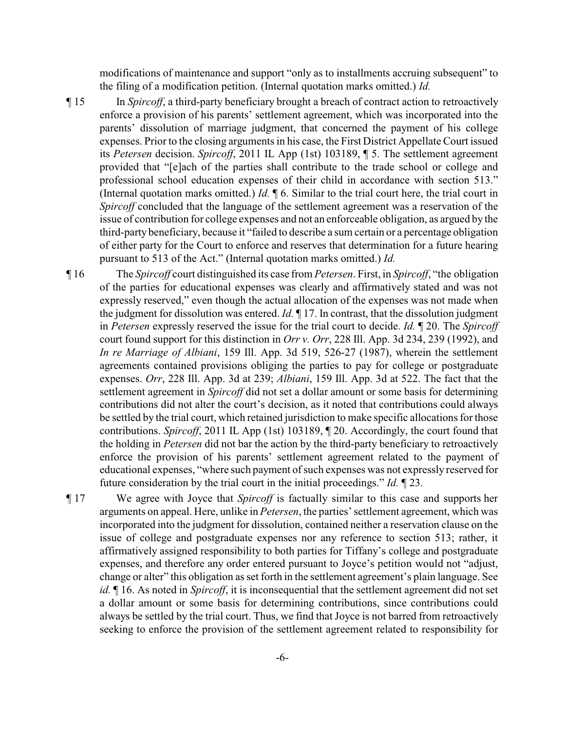modifications of maintenance and support "only as to installments accruing subsequent" to the filing of a modification petition. (Internal quotation marks omitted.) *Id.*

¶ 15 In *Spircoff*, a third-party beneficiary brought a breach of contract action to retroactively enforce a provision of his parents' settlement agreement, which was incorporated into the parents' dissolution of marriage judgment, that concerned the payment of his college expenses. Prior to the closing arguments in his case, the First District Appellate Court issued its *Petersen* decision. *Spircoff*, 2011 IL App (1st) 103189, ¶ 5. The settlement agreement provided that "[e]ach of the parties shall contribute to the trade school or college and professional school education expenses of their child in accordance with section 513." (Internal quotation marks omitted.) *Id.* ¶ 6. Similar to the trial court here, the trial court in *Spircoff* concluded that the language of the settlement agreement was a reservation of the issue of contribution for college expenses and not an enforceable obligation, as argued by the third-party beneficiary, because it "failed to describe a sum certain or a percentage obligation of either party for the Court to enforce and reserves that determination for a future hearing pursuant to 513 of the Act." (Internal quotation marks omitted.) *Id.*

¶ 16 The *Spircoff* court distinguished its case from *Petersen*. First, in *Spircoff*, "the obligation of the parties for educational expenses was clearly and affirmatively stated and was not expressly reserved," even though the actual allocation of the expenses was not made when the judgment for dissolution was entered. *Id.* ¶ 17. In contrast, that the dissolution judgment in *Petersen* expressly reserved the issue for the trial court to decide. *Id.* ¶ 20. The *Spircoff* court found support for this distinction in *Orr v. Orr*, 228 Ill. App. 3d 234, 239 (1992), and *In re Marriage of Albiani*, 159 Ill. App. 3d 519, 526-27 (1987), wherein the settlement agreements contained provisions obliging the parties to pay for college or postgraduate expenses. *Orr*, 228 Ill. App. 3d at 239; *Albiani*, 159 Ill. App. 3d at 522. The fact that the settlement agreement in *Spircoff* did not set a dollar amount or some basis for determining contributions did not alter the court's decision, as it noted that contributions could always be settled by the trial court, which retained jurisdiction to make specific allocations for those contributions. *Spircoff*, 2011 IL App (1st) 103189, ¶ 20. Accordingly, the court found that the holding in *Petersen* did not bar the action by the third-party beneficiary to retroactively enforce the provision of his parents' settlement agreement related to the payment of educational expenses, "where such payment of such expenses was not expressly reserved for future consideration by the trial court in the initial proceedings." *Id.* ¶ 23.

¶ 17 We agree with Joyce that *Spircoff* is factually similar to this case and supports her arguments on appeal. Here, unlike in *Petersen*, the parties' settlement agreement, which was incorporated into the judgment for dissolution, contained neither a reservation clause on the issue of college and postgraduate expenses nor any reference to section 513; rather, it affirmatively assigned responsibility to both parties for Tiffany's college and postgraduate expenses, and therefore any order entered pursuant to Joyce's petition would not "adjust, change or alter" this obligation as set forth in the settlement agreement's plain language. See *id.* ¶ 16. As noted in *Spircoff*, it is inconsequential that the settlement agreement did not set a dollar amount or some basis for determining contributions, since contributions could always be settled by the trial court. Thus, we find that Joyce is not barred from retroactively seeking to enforce the provision of the settlement agreement related to responsibility for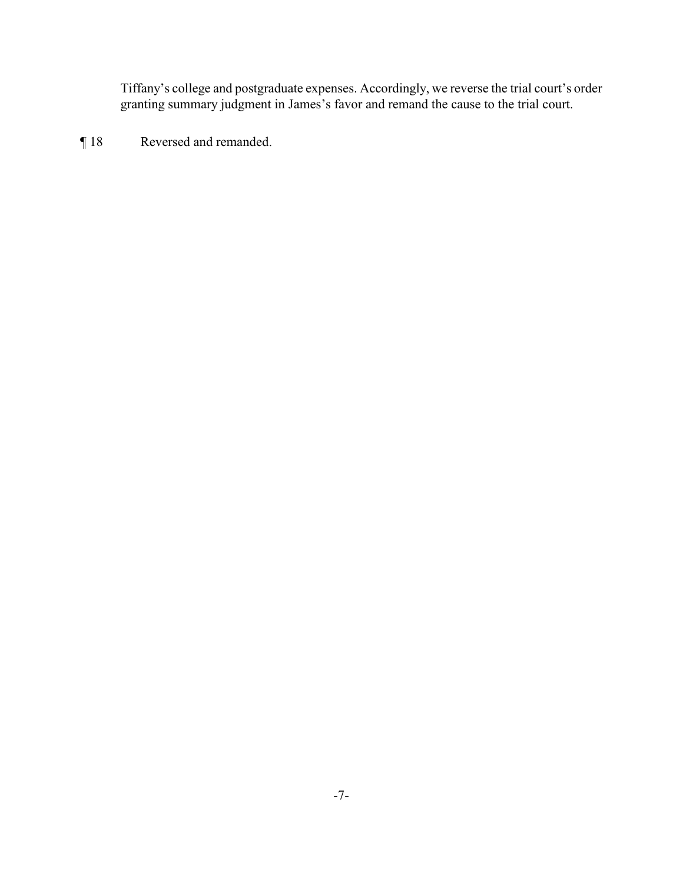Tiffany's college and postgraduate expenses. Accordingly, we reverse the trial court's order granting summary judgment in James's favor and remand the cause to the trial court.

¶ 18 Reversed and remanded.